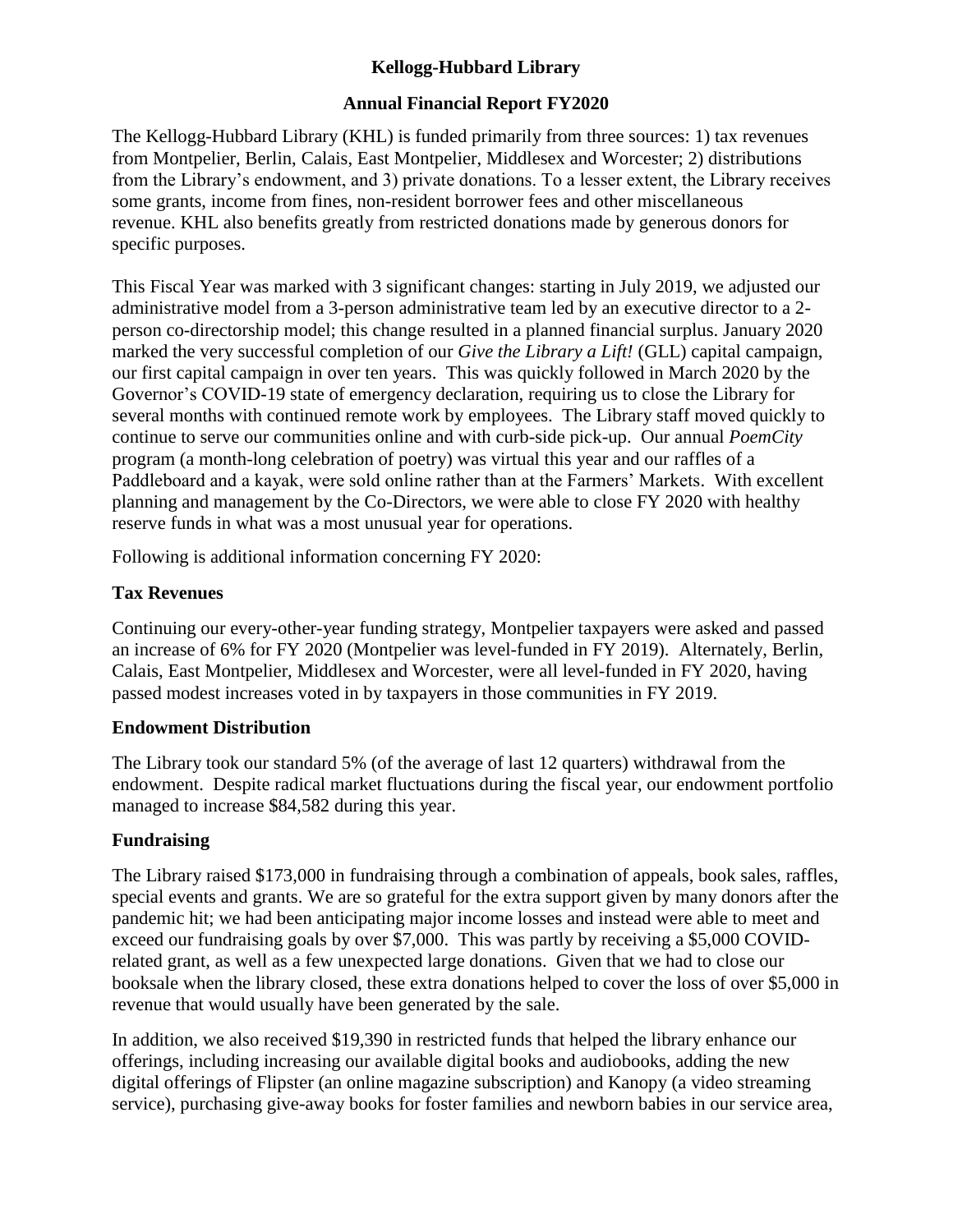# Kellogg-Hubbard Library

## Annual Financial Report FY2020

The Kellogg-Hubbard Library (KHL) is funded primarily from three sources: 1) tax revenues from Montpelier, Berlin, Calais, East Montpelier, Middlesex and Worcester; 2) distributions from the Library's endowment, and 3) private donations. To a lesser extent, the Library receives some grants, income from fines, non-resident borrower fees and other miscellaneous revenue. KHL also benefits greatly from restricted donations made by generous donors for specific purposes.

This Fiscal Year was marked with 3 significant changes: starting in July 2019, we adjusted our administrative model from a 3-person administrative team led by an executive director to a 2-person co-directorship model; this change resulted in a planned financial surplus. January 2020 marked the very successful completion of our *Give the Library a Lift!* (GLL) capital campaign, our first capital campaign in over ten years. This was quickly followed in March 2020 by the Governor's COVID-19 state of emergency declaration, requiring us to close the Library for several months with continued remote work by employees. The Library staff moved quickly to continue to serve our communities online and with curb-side pick-up. Our annual *PoemCity* program (a month-long celebration of poetry) was virtual this year and our raffles of a Paddleboard and a kayak, were sold online rather than at the Farmers' Markets. With excellent planning and management by the Co-Directors, we were able to close FY 2020 with healthy reserve funds in what was a most unusual year for operations.

Following is additional information concerning FY 2020:

### Tax Revenues

Continuing our every-other-year funding strategy, Montpelier taxpayers were asked and passed an increase of 6% for FY 2020 (Montpelier was level-funded in FY 2019). Alternately, Berlin, Calais, East Montpelier, Middlesex and Worcester, were all level-funded in FY 2020, having passed modest increases voted in by taxpayers in those communities in FY 2019.

### Endowment Distribution

The Library took our standard 5% (of the average of last 12 quarters) withdrawal from the endowment. Despite radical market fluctuations during the fiscal year, our endowment portfolio managed to increase $84,582 during this year.

### Fundraising

The Library raised $173,000 in fundraising through a combination of appeals, book sales, raffles, special events and grants. We are so grateful for the extra support given by many donors after the pandemic hit; we had been anticipating major income losses and instead were able to meet and exceed our fundraising goals by over $7,000. This was partly by receiving a $5,000 COVID-related grant, as well as a few unexpected large donations. Given that we had to close our booksale when the library closed, these extra donations helped to cover the loss of over $5,000 in revenue that would usually have been generated by the sale.

In addition, we also received $19,390 in restricted funds that helped the library enhance our offerings, including increasing our available digital books and audiobooks, adding the new digital offerings of Flipster (an online magazine subscription) and Kanopy (a video streaming service), purchasing give-away books for foster families and newborn babies in our service area,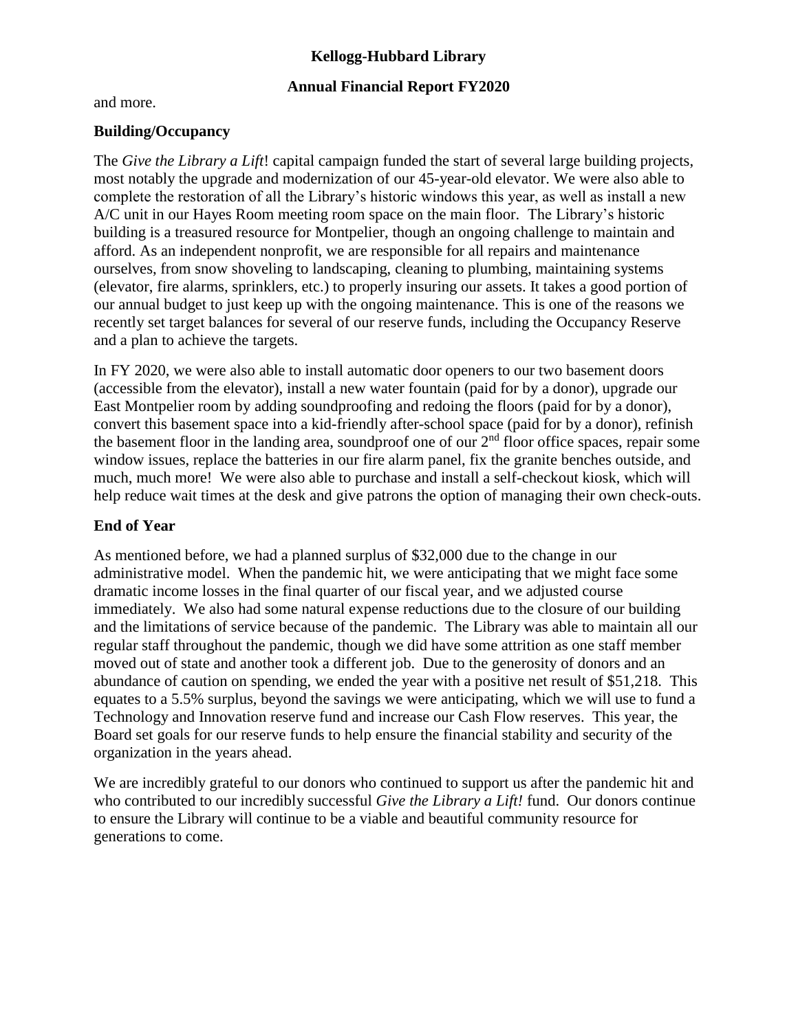and more.

**Building/Occupancy**

The *Give the Library a Lift*! capital campaign funded the start of several large building projects, most notably the upgrade and modernization of our 45-year-old elevator. We were also able to complete the restoration of all the Library's historic windows this year, as well as install a new A/C unit in our Hayes Room meeting room space on the main floor. The Library's historic building is a treasured resource for Montpelier, though an ongoing challenge to maintain and afford. As an independent nonprofit, we are responsible for all repairs and maintenance ourselves, from snow shoveling to landscaping, cleaning to plumbing, maintaining systems (elevator, fire alarms, sprinklers, etc.) to properly insuring our assets. It takes a good portion of our annual budget to just keep up with the ongoing maintenance. This is one of the reasons we recently set target balances for several of our reserve funds, including the Occupancy Reserve and a plan to achieve the targets.

In FY 2020, we were also able to install automatic door openers to our two basement doors (accessible from the elevator), install a new water fountain (paid for by a donor), upgrade our East Montpelier room by adding soundproofing and redoing the floors (paid for by a donor), convert this basement space into a kid-friendly after-school space (paid for by a donor), refinish the basement floor in the landing area, soundproof one of our 2nd floor office spaces, repair some window issues, replace the batteries in our fire alarm panel, fix the granite benches outside, and much, much more! We were also able to purchase and install a self-checkout kiosk, which will help reduce wait times at the desk and give patrons the option of managing their own check-outs.

**End of Year**

As mentioned before, we had a planned surplus of $32,000 due to the change in our administrative model. When the pandemic hit, we were anticipating that we might face some dramatic income losses in the final quarter of our fiscal year, and we adjusted course immediately. We also had some natural expense reductions due to the closure of our building and the limitations of service because of the pandemic. The Library was able to maintain all our regular staff throughout the pandemic, though we did have some attrition as one staff member moved out of state and another took a different job. Due to the generosity of donors and an abundance of caution on spending, we ended the year with a positive net result of $51,218. This equates to a 5.5% surplus, beyond the savings we were anticipating, which we will use to fund a Technology and Innovation reserve fund and increase our Cash Flow reserves. This year, the Board set goals for our reserve funds to help ensure the financial stability and security of the organization in the years ahead.

We are incredibly grateful to our donors who continued to support us after the pandemic hit and who contributed to our incredibly successful *Give the Library a Lift!* fund. Our donors continue to ensure the Library will continue to be a viable and beautiful community resource for generations to come.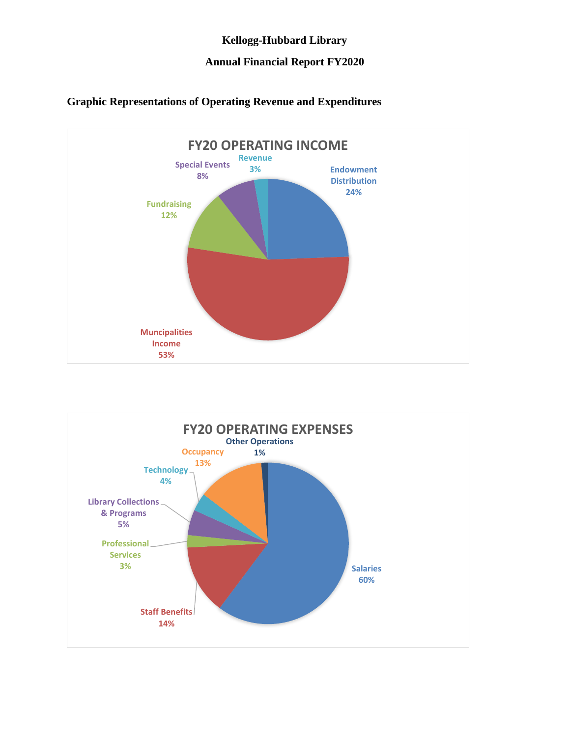**Kellogg-Hubbard Library**

**Annual Financial Report FY2020**

## Graphic Representations of Operating Revenue and Expenditures

FY20 OPERATING INCOME

Revenue
3%

Endowment
Distribution
24%

Special Events
8%

Fundraising
12%

Muncipalities
Income
53%

FY20 OPERATING EXPENSES

Other Operations
1%

Occupancy
13%

Technology
4%

Library Collections
& Programs
5%

Professional
Services
3%

Staff Benefits
14%

Salaries
60%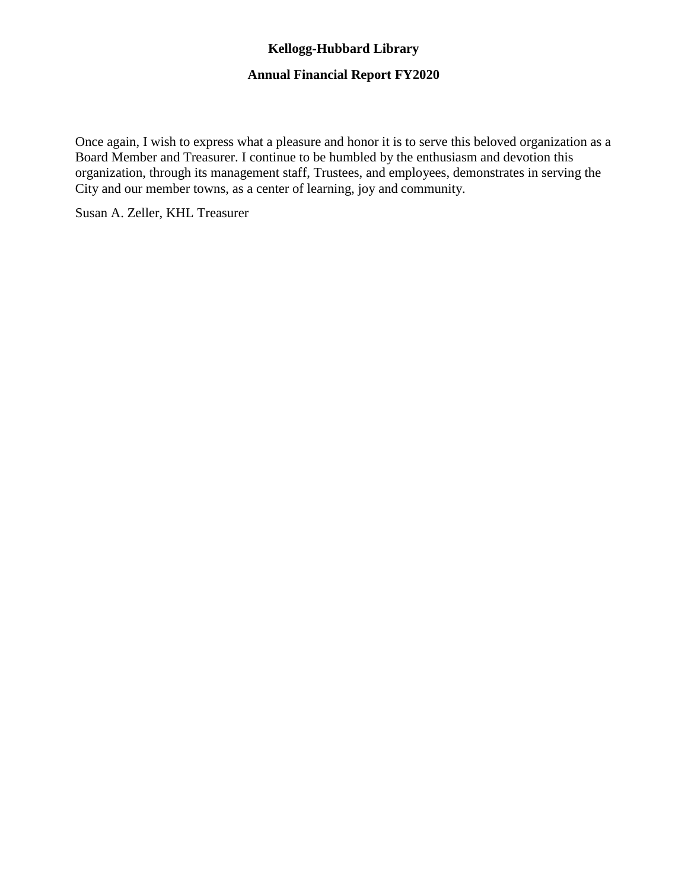**Kellogg-Hubbard Library**

**Annual Financial Report FY2020**

Once again, I wish to express what a pleasure and honor it is to serve this beloved organization as a Board Member and Treasurer. I continue to be humbled by the enthusiasm and devotion this organization, through its management staff, Trustees, and employees, demonstrates in serving the City and our member towns, as a center of learning, joy and community.

Susan A. Zeller, KHL Treasurer